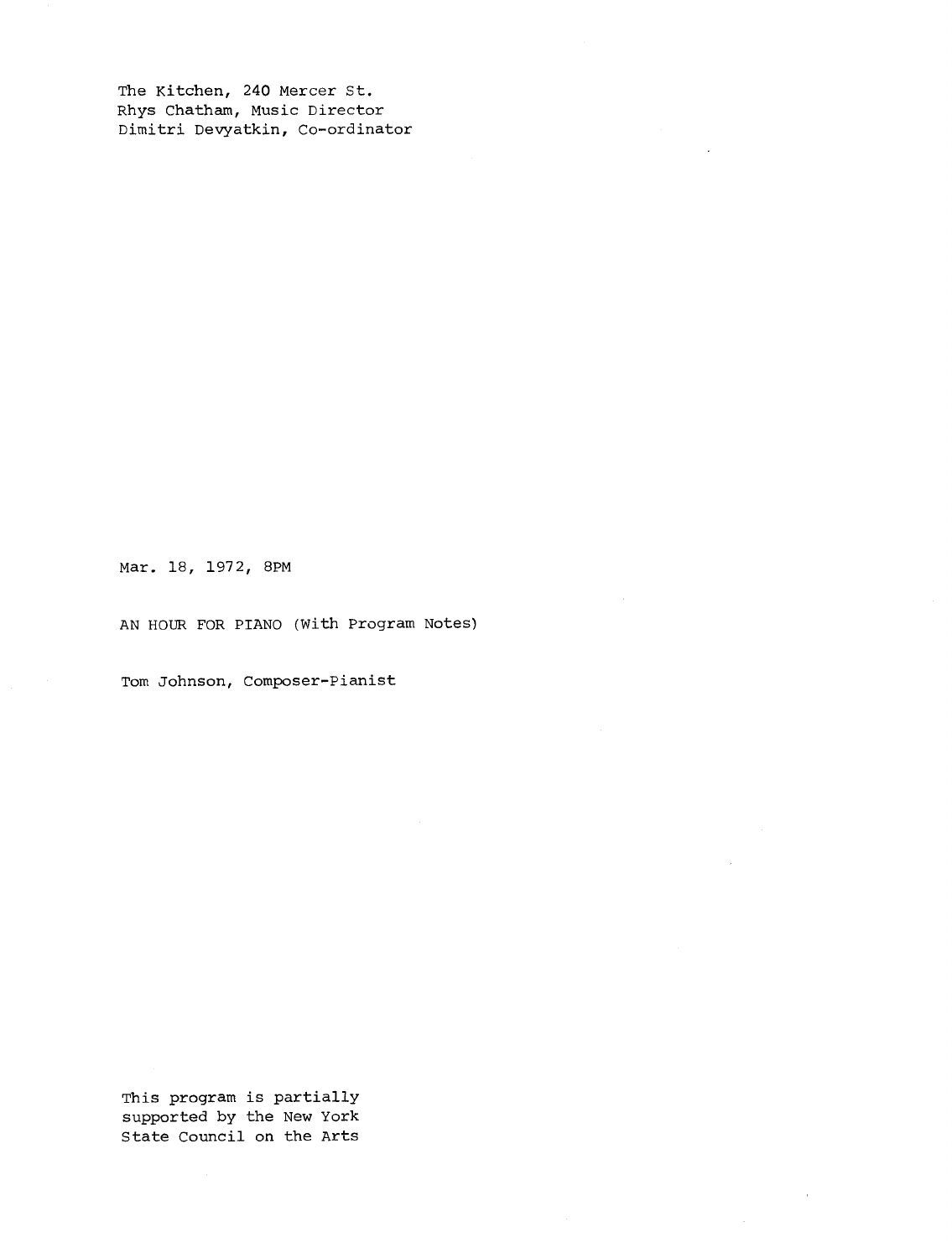The Kitchen, 240 Mercer St.
Rhys Chatham, Music Director
Dimitri Devyatkin, Co-ordinator

Mar. 18, 1972, 8PM

AN HOUR FOR PIANO (With Program Notes)

Tom Johnson, Composer-Pianist

This program is partially
supported by the New York
State Council on the Arts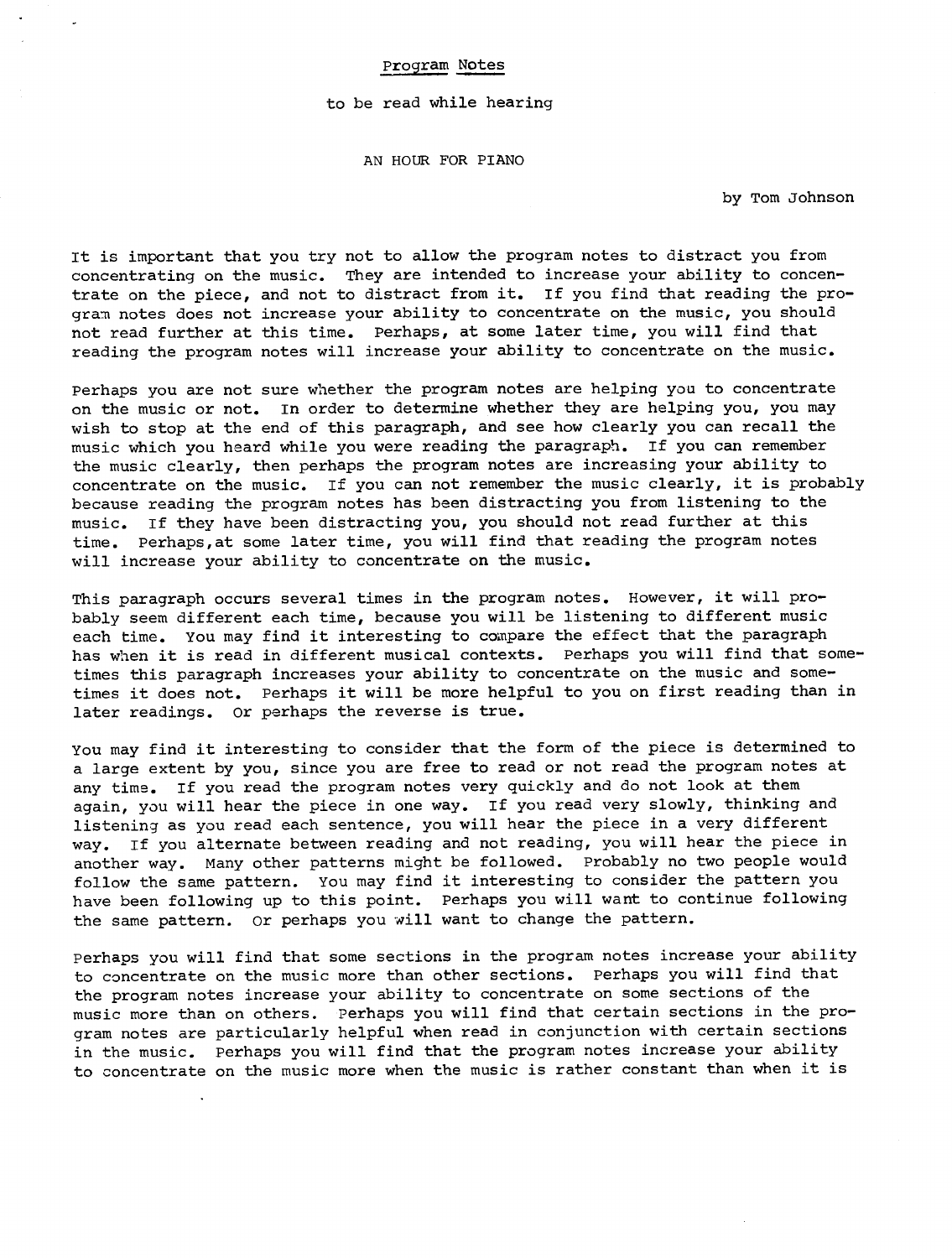<u>Program Notes</u>

to be read while hearing

AN HOUR FOR PIANO

by Tom Johnson

It is important that you try not to allow the program notes to distract you from concentrating on the music. They are intended to increase your ability to concentrate on the piece, and not to distract from it. If you find that reading the program notes does not increase your ability to concentrate on the music, you should not read further at this time. Perhaps, at some later time, you will find that reading the program notes will increase your ability to concentrate on the music.

Perhaps you are not sure whether the program notes are helping you to concentrate on the music or not. In order to determine whether they are helping you, you may wish to stop at the end of this paragraph, and see how clearly you can recall the music which you heard while you were reading the paragraph. If you can remember the music clearly, then perhaps the program notes are increasing your ability to concentrate on the music. If you can not remember the music clearly, it is probably because reading the program notes has been distracting you from listening to the music. If they have been distracting you, you should not read further at this time. Perhaps, at some later time, you will find that reading the program notes will increase your ability to concentrate on the music.

This paragraph occurs several times in the program notes. However, it will probably seem different each time, because you will be listening to different music each time. You may find it interesting to compare the effect that the paragraph has when it is read in different musical contexts. Perhaps you will find that sometimes this paragraph increases your ability to concentrate on the music and sometimes it does not. Perhaps it will be more helpful to you on first reading than in later readings. Or perhaps the reverse is true.

You may find it interesting to consider that the form of the piece is determined to a large extent by you, since you are free to read or not read the program notes at any time. If you read the program notes very quickly and do not look at them again, you will hear the piece in one way. If you read very slowly, thinking and listening as you read each sentence, you will hear the piece in a very different way. If you alternate between reading and not reading, you will hear the piece in another way. Many other patterns might be followed. Probably no two people would follow the same pattern. You may find it interesting to consider the pattern you have been following up to this point. Perhaps you will want to continue following the same pattern. Or perhaps you will want to change the pattern.

Perhaps you will find that some sections in the program notes increase your ability to concentrate on the music more than other sections. Perhaps you will find that the program notes increase your ability to concentrate on some sections of the music more than on others. Perhaps you will find that certain sections in the program notes are particularly helpful when read in conjunction with certain sections in the music. Perhaps you will find that the program notes increase your ability to concentrate on the music more when the music is rather constant than when it is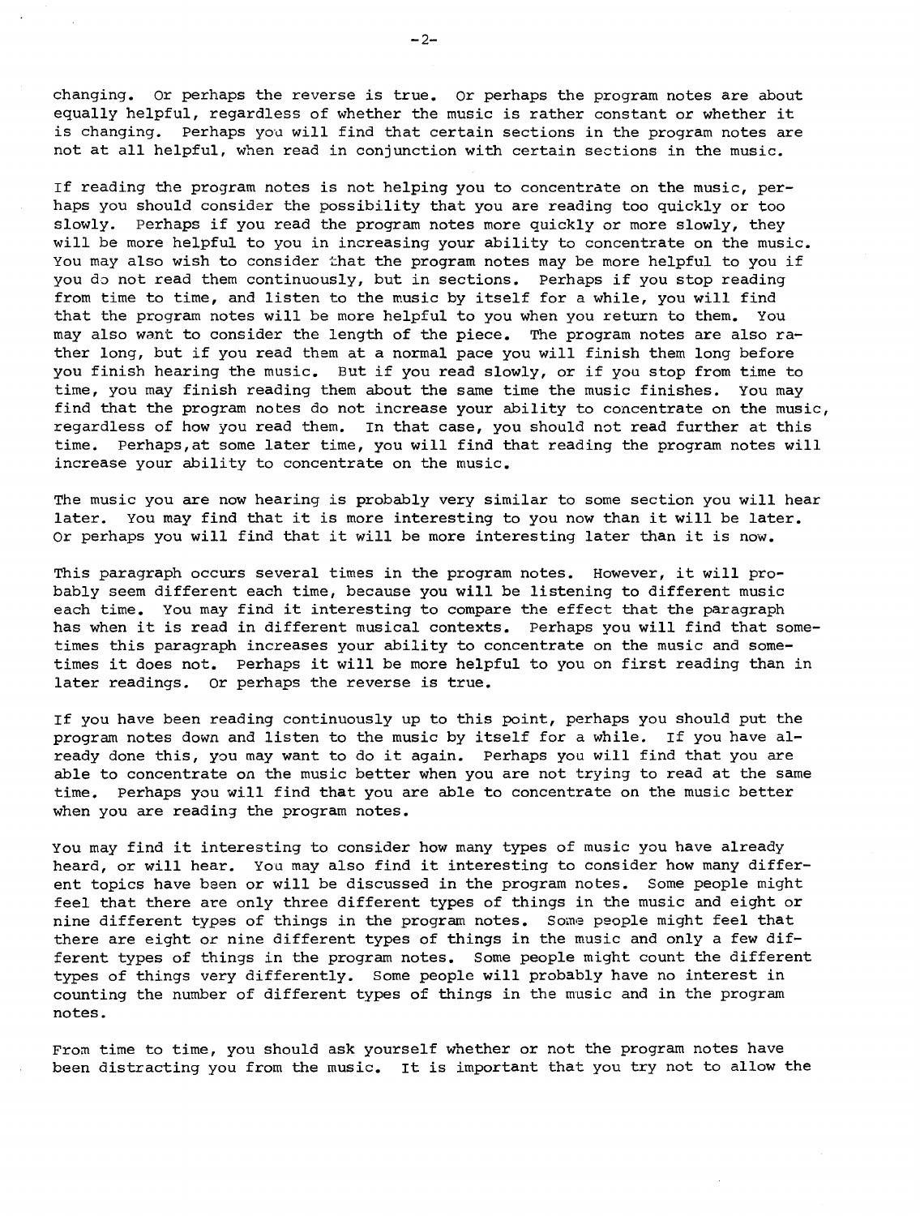changing. Or perhaps the reverse is true. Or perhaps the program notes are about equally helpful, regardless of whether the music is rather constant or whether it is changing. Perhaps you will find that certain sections in the program notes are not at all helpful, when read in conjunction with certain sections in the music.

If reading the program notes is not helping you to concentrate on the music, perhaps you should consider the possibility that you are reading too quickly or too slowly. Perhaps if you read the program notes more quickly or more slowly, they will be more helpful to you in increasing your ability to concentrate on the music. You may also wish to consider that the program notes may be more helpful to you if you do not read them continuously, but in sections. Perhaps if you stop reading from time to time, and listen to the music by itself for a while, you will find that the program notes will be more helpful to you when you return to them. You may also want to consider the length of the piece. The program notes are also rather long, but if you read them at a normal pace you will finish them long before you finish hearing the music. But if you read slowly, or if you stop from time to time, you may finish reading them about the same time the music finishes. You may find that the program notes do not increase your ability to concentrate on the music, regardless of how you read them. In that case, you should not read further at this time. Perhaps,at some later time, you will find that reading the program notes will increase your ability to concentrate on the music.

The music you are now hearing is probably very similar to some section you will hear later. You may find that it is more interesting to you now than it will be later. Or perhaps you will find that it will be more interesting later than it is now.

This paragraph occurs several times in the program notes. However, it will probably seem different each time, because you will be listening to different music each time. You may find it interesting to compare the effect that the paragraph has when it is read in different musical contexts. Perhaps you will find that sometimes this paragraph increases your ability to concentrate on the music and sometimes it does not. Perhaps it will be more helpful to you on first reading than in later readings. Or perhaps the reverse is true.

If you have been reading continuously up to this point, perhaps you should put the program notes down and listen to the music by itself for a while. If you have already done this, you may want to do it again. Perhaps you will find that you are able to concentrate on the music better when you are not trying to read at the same time. Perhaps you will find that you are able to concentrate on the music better when you are reading the program notes.

You may find it interesting to consider how many types of music you have already heard, or will hear. You may also find it interesting to consider how many different topics have been or will be discussed in the program notes. Some people might feel that there are only three different types of things in the music and eight or nine different types of things in the program notes. Some people might feel that there are eight or nine different types of things in the music and only a few different types of things in the program notes. Some people might count the different types of things very differently. Some people will probably have no interest in counting the number of different types of things in the music and in the program notes.

From time to time, you should ask yourself whether or not the program notes have been distracting you from the music. It is important that you try not to allow the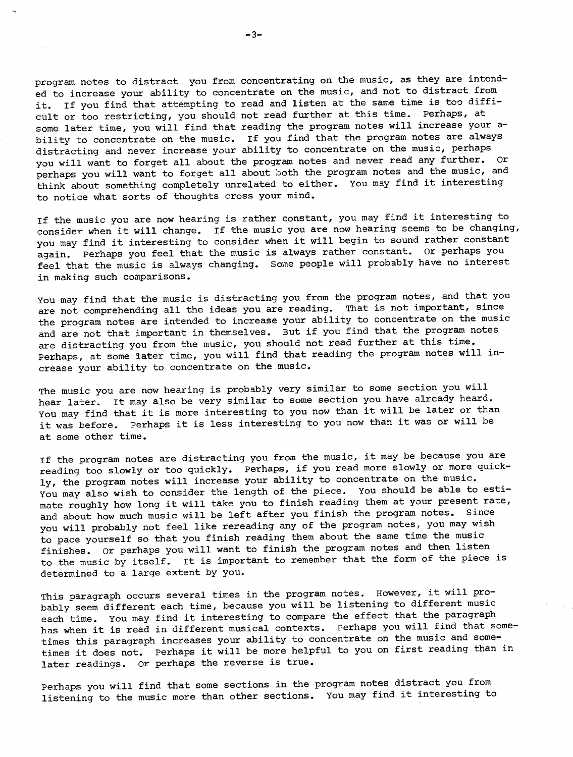program notes to distract you from concentrating on the music, as they are intended to increase your ability to concentrate on the music, and not to distract from it. If you find that attempting to read and listen at the same time is too difficult or too restricting, you should not read further at this time. Perhaps, at some later time, you will find that reading the program notes will increase your ability to concentrate on the music. If you find that the program notes are always distracting and never increase your ability to concentrate on the music, perhaps you will want to forget all about the program notes and never read any further. Or perhaps you will want to forget all about both the program notes and the music, and think about something completely unrelated to either. You may find it interesting to notice what sorts of thoughts cross your mind.

If the music you are now hearing is rather constant, you may find it interesting to consider when it will change. If the music you are now hearing seems to be changing, you may find it interesting to consider when it will begin to sound rather constant again. Perhaps you feel that the music is always rather constant. Or perhaps you feel that the music is always changing. Some people will probably have no interest in making such comparisons.

You may find that the music is distracting you from the program notes, and that you are not comprehending all the ideas you are reading. That is not important, since the program notes are intended to increase your ability to concentrate on the music and are not that important in themselves. But if you find that the program notes are distracting you from the music, you should not read further at this time. Perhaps, at some later time, you will find that reading the program notes will increase your ability to concentrate on the music.

The music you are now hearing is probably very similar to some section you will hear later. It may also be very similar to some section you have already heard. You may find that it is more interesting to you now than it will be later or than it was before. Perhaps it is less interesting to you now than it was or will be at some other time.

If the program notes are distracting you from the music, it may be because you are reading too slowly or too quickly. Perhaps, if you read more slowly or more quickly, the program notes will increase your ability to concentrate on the music. You may also wish to consider the length of the piece. You should be able to estimate roughly how long it will take you to finish reading them at your present rate, and about how much music will be left after you finish the program notes. Since you will probably not feel like rereading any of the program notes, you may wish to pace yourself so that you finish reading them about the same time the music finishes. Or perhaps you will want to finish the program notes and then listen to the music by itself. It is important to remember that the form of the piece is determined to a large extent by you.

This paragraph occurs several times in the program notes. However, it will probably seem different each time, because you will be listening to different music each time. You may find it interesting to compare the effect that the paragraph has when it is read in different musical contexts. Perhaps you will find that sometimes this paragraph increases your ability to concentrate on the music and sometimes it does not. Perhaps it will be more helpful to you on first reading than in later readings. Or perhaps the reverse is true.

Perhaps you will find that some sections in the program notes distract you from listening to the music more than other sections. You may find it interesting to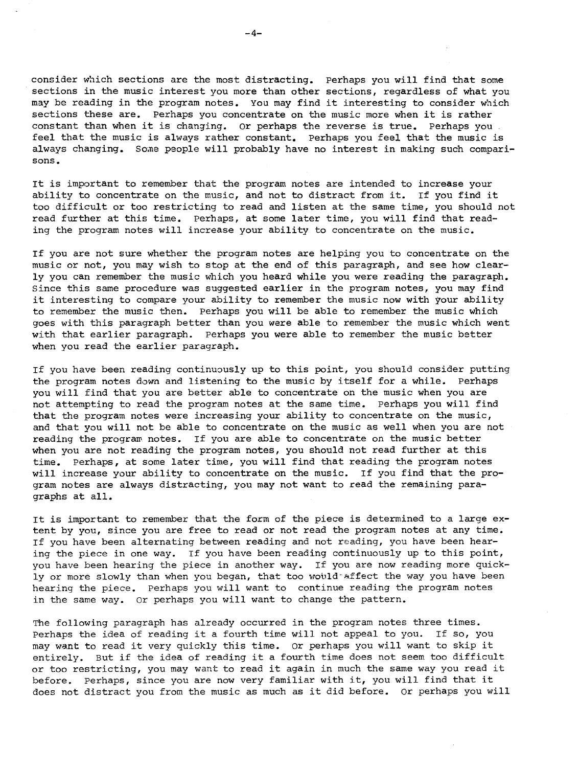consider which sections are the most distracting. Perhaps you will find that some sections in the music interest you more than other sections, regardless of what you may be reading in the program notes. You may find it interesting to consider which sections these are. Perhaps you concentrate on the music more when it is rather constant than when it is changing. Or perhaps the reverse is true. Perhaps you feel that the music is always rather constant. Perhaps you feel that the music is always changing. Some people will probably have no interest in making such comparisons.

It is important to remember that the program notes are intended to increase your ability to concentrate on the music, and not to distract from it. If you find it too difficult or too restricting to read and listen at the same time, you should not read further at this time. Perhaps, at some later time, you will find that reading the program notes will increase your ability to concentrate on the music.

If you are not sure whether the program notes are helping you to concentrate on the music or not, you may wish to stop at the end of this paragraph, and see how clearly you can remember the music which you heard while you were reading the paragraph. Since this same procedure was suggested earlier in the program notes, you may find it interesting to compare your ability to remember the music now with your ability to remember the music then. Perhaps you will be able to remember the music which goes with this paragraph better than you were able to remember the music which went with that earlier paragraph. Perhaps you were able to remember the music better when you read the earlier paragraph.

If you have been reading continuously up to this point, you should consider putting the program notes down and listening to the music by itself for a while. Perhaps you will find that you are better able to concentrate on the music when you are not attempting to read the program notes at the same time. Perhaps you will find that the program notes were increasing your ability to concentrate on the music, and that you will not be able to concentrate on the music as well when you are not reading the program notes. If you are able to concentrate on the music better when you are not reading the program notes, you should not read further at this time. Perhaps, at some later time, you will find that reading the program notes will increase your ability to concentrate on the music. If you find that the program notes are always distracting, you may not want to read the remaining paragraphs at all.

It is important to remember that the form of the piece is determined to a large extent by you, since you are free to read or not read the program notes at any time. If you have been alternating between reading and not reading, you have been hearing the piece in one way. If you have been reading continuously up to this point, you have been hearing the piece in another way. If you are now reading more quickly or more slowly than when you began, that too would affect the way you have been hearing the piece. Perhaps you will want to continue reading the program notes in the same way. Or perhaps you will want to change the pattern.

The following paragraph has already occurred in the program notes three times. Perhaps the idea of reading it a fourth time will not appeal to you. If so, you may want to read it very quickly this time. Or perhaps you will want to skip it entirely. But if the idea of reading it a fourth time does not seem too difficult or too restricting, you may want to read it again in much the same way you read it before. Perhaps, since you are now very familiar with it, you will find that it does not distract you from the music as much as it did before. Or perhaps you will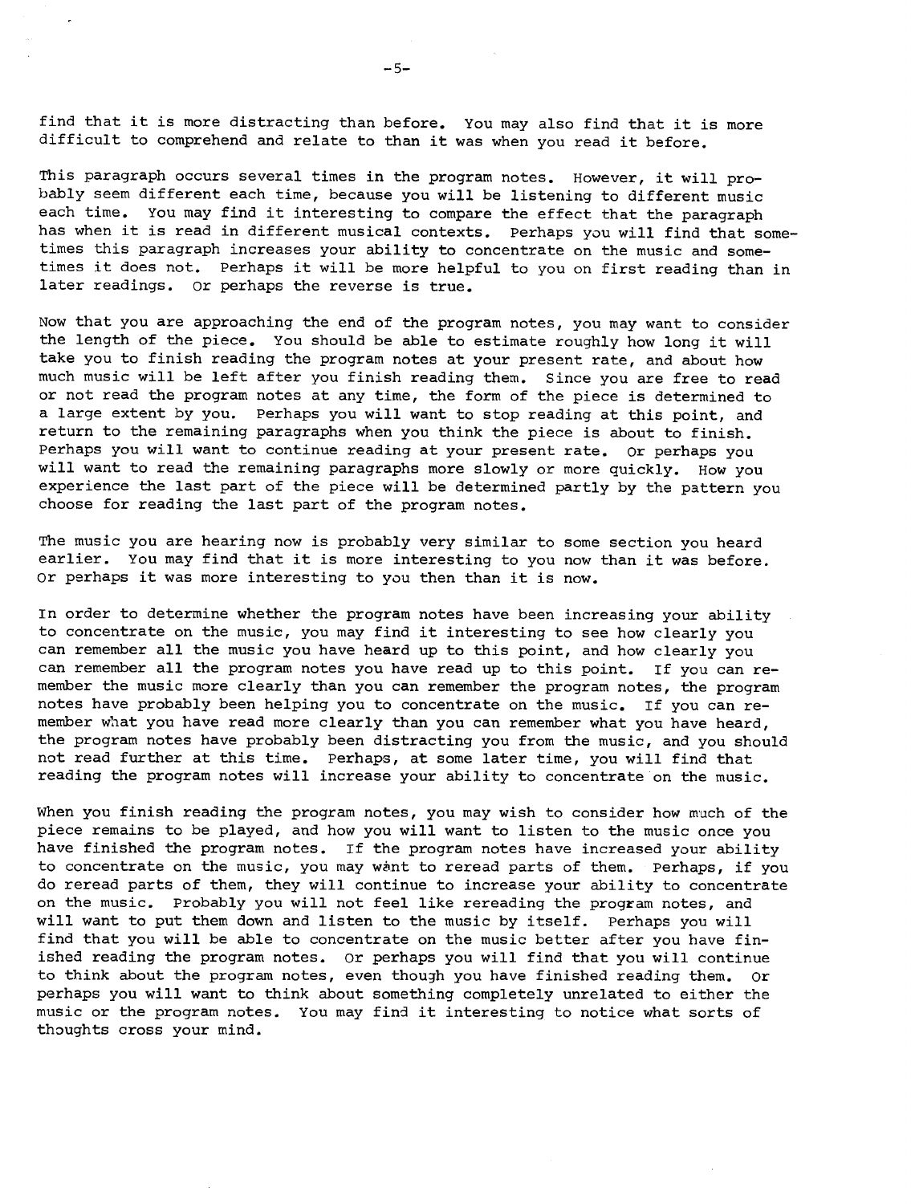find that it is more distracting than before. You may also find that it is more difficult to comprehend and relate to than it was when you read it before.

This paragraph occurs several times in the program notes. However, it will probably seem different each time, because you will be listening to different music each time. You may find it interesting to compare the effect that the paragraph has when it is read in different musical contexts. Perhaps you will find that sometimes this paragraph increases your ability to concentrate on the music and sometimes it does not. Perhaps it will be more helpful to you on first reading than in later readings. Or perhaps the reverse is true.

Now that you are approaching the end of the program notes, you may want to consider the length of the piece. You should be able to estimate roughly how long it will take you to finish reading the program notes at your present rate, and about how much music will be left after you finish reading them. Since you are free to read or not read the program notes at any time, the form of the piece is determined to a large extent by you. Perhaps you will want to stop reading at this point, and return to the remaining paragraphs when you think the piece is about to finish. Perhaps you will want to continue reading at your present rate. Or perhaps you will want to read the remaining paragraphs more slowly or more quickly. How you experience the last part of the piece will be determined partly by the pattern you choose for reading the last part of the program notes.

The music you are hearing now is probably very similar to some section you heard earlier. You may find that it is more interesting to you now than it was before. Or perhaps it was more interesting to you then than it is now.

In order to determine whether the program notes have been increasing your ability to concentrate on the music, you may find it interesting to see how clearly you can remember all the music you have heard up to this point, and how clearly you can remember all the program notes you have read up to this point. If you can remember the music more clearly than you can remember the program notes, the program notes have probably been helping you to concentrate on the music. If you can remember what you have read more clearly than you can remember what you have heard, the program notes have probably been distracting you from the music, and you should not read further at this time. Perhaps, at some later time, you will find that reading the program notes will increase your ability to concentrate on the music.

When you finish reading the program notes, you may wish to consider how much of the piece remains to be played, and how you will want to listen to the music once you have finished the program notes. If the program notes have increased your ability to concentrate on the music, you may want to reread parts of them. Perhaps, if you do reread parts of them, they will continue to increase your ability to concentrate on the music. Probably you will not feel like rereading the program notes, and will want to put them down and listen to the music by itself. Perhaps you will find that you will be able to concentrate on the music better after you have finished reading the program notes. Or perhaps you will find that you will continue to think about the program notes, even though you have finished reading them. Or perhaps you will want to think about something completely unrelated to either the music or the program notes. You may find it interesting to notice what sorts of thoughts cross your mind.